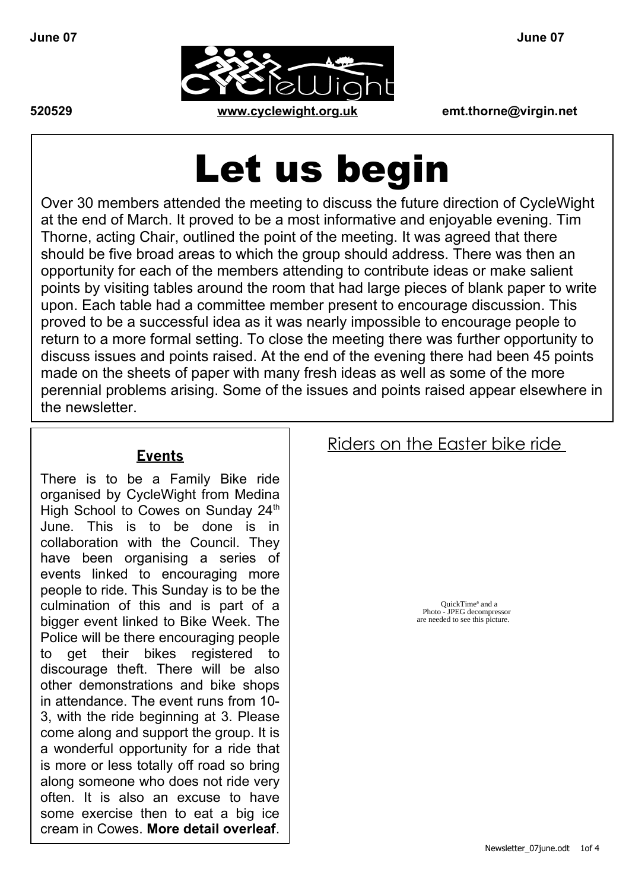520529 www.cyclewight.org.uk emt.thorne@virgin.net

# Let us begin

Over 30 members attended the meeting to discuss the future direction of CycleWight at the end of March. It proved to be a most informative and enjoyable evening. Tim Thorne, acting Chair, outlined the point of the meeting. It was agreed that there should be five broad areas to which the group should address. There was then an opportunity for each of the members attending to contribute ideas or make salient points by visiting tables around the room that had large pieces of blank paper to write upon. Each table had a committee member present to encourage discussion. This proved to be a successful idea as it was nearly impossible to encourage people to return to a more formal setting. To close the meeting there was further opportunity to discuss issues and points raised. At the end of the evening there had been 45 points made on the sheets of paper with many fresh ideas as well as some of the more perennial problems arising. Some of the issues and points raised appear elsewhere in the newsletter.

## Events

There is to be a Family Bike ride organised by CycleWight from Medina High School to Cowes on Sunday 24th June. This is to be done is in collaboration with the Council. They have been organising a series of events linked to encouraging more people to ride. This Sunday is to be the culmination of this and is part of a bigger event linked to Bike Week. The Police will be there encouraging people to get their bikes registered to discourage theft. There will be also other demonstrations and bike shops in attendance. The event runs from 10-3, with the ride beginning at 3. Please come along and support the group. It is a wonderful opportunity for a ride that is more or less totally off road so bring along someone who does not ride very often. It is also an excuse to have some exercise then to eat a big ice cream in Cowes. **More detail overleaf**.

## Riders on the Easter bike ride

QuickTime® and a Photo - JPEG decompressor are needed to see this picture.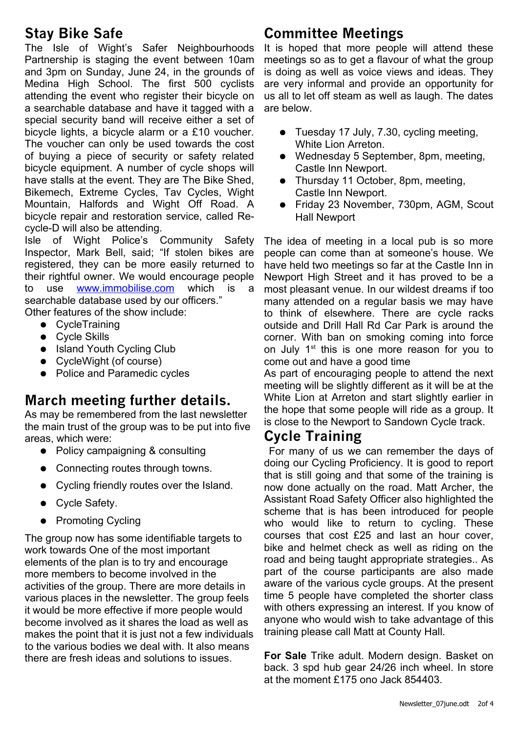## Stay Bike Safe

The Isle of Wight's Safer Neighbourhoods Partnership is staging the event between 10am and 3pm on Sunday, June 24, in the grounds of Medina High School. The first 500 cyclists attending the event who register their bicycle on a searchable database and have it tagged with a special security band will receive either a set of bicycle lights, a bicycle alarm or a £10 voucher. The voucher can only be used towards the cost of buying a piece of security or safety related bicycle equipment. A number of cycle shops will have stalls at the event. They are The Bike Shed, Bikemech, Extreme Cycles, Tav Cycles, Wight Mountain, Halfords and Wight Off Road. A bicycle repair and restoration service, called Re-cycle-D will also be attending.

Isle of Wight Police's Community Safety Inspector, Mark Bell, said; "If stolen bikes are registered, they can be more easily returned to their rightful owner. We would encourage people to use www.immobilise.com which is a searchable database used by our officers."

Other features of the show include:

- CycleTraining
- Cycle Skills
- Island Youth Cycling Club
- CycleWight (of course)
- Police and Paramedic cycles

## March meeting further details.

As may be remembered from the last newsletter the main trust of the group was to be put into five areas, which were:

- Policy campaigning & consulting
- Connecting routes through towns.
- Cycling friendly routes over the Island.
- Cycle Safety.
- Promoting Cycling

The group now has some identifiable targets to work towards One of the most important elements of the plan is to try and encourage more members to become involved in the activities of the group. There are more details in various places in the newsletter. The group feels it would be more effective if more people would become involved as it shares the load as well as makes the point that it is just not a few individuals to the various bodies we deal with. It also means there are fresh ideas and solutions to issues.

## Committee Meetings

It is hoped that more people will attend these meetings so as to get a flavour of what the group is doing as well as voice views and ideas. They are very informal and provide an opportunity for us all to let off steam as well as laugh. The dates are below.

- Tuesday 17 July, 7.30, cycling meeting, White Lion Arreton.
- Wednesday 5 September, 8pm, meeting, Castle Inn Newport.
- Thursday 11 October, 8pm, meeting, Castle Inn Newport.
- Friday 23 November, 730pm, AGM, Scout Hall Newport

The idea of meeting in a local pub is so more people can come than at someone's house. We have held two meetings so far at the Castle Inn in Newport High Street and it has proved to be a most pleasant venue. In our wildest dreams if too many attended on a regular basis we may have to think of elsewhere. There are cycle racks outside and Drill Hall Rd Car Park is around the corner. With ban on smoking coming into force on July 1st this is one more reason for you to come out and have a good time

As part of encouraging people to attend the next meeting will be slightly different as it will be at the White Lion at Arreton and start slightly earlier in the hope that some people will ride as a group. It is close to the Newport to Sandown Cycle track.

## Cycle Training

For many of us we can remember the days of doing our Cycling Proficiency. It is good to report that is still going and that some of the training is now done actually on the road. Matt Archer, the Assistant Road Safety Officer also highlighted the scheme that is has been introduced for people who would like to return to cycling. These courses that cost £25 and last an hour cover, bike and helmet check as well as riding on the road and being taught appropriate strategies.. As part of the course participants are also made aware of the various cycle groups. At the present time 5 people have completed the shorter class with others expressing an interest. If you know of anyone who would wish to take advantage of this training please call Matt at County Hall.

**For Sale** Trike adult. Modern design. Basket on back. 3 spd hub gear 24/26 inch wheel. In store at the moment £175 ono Jack 854403.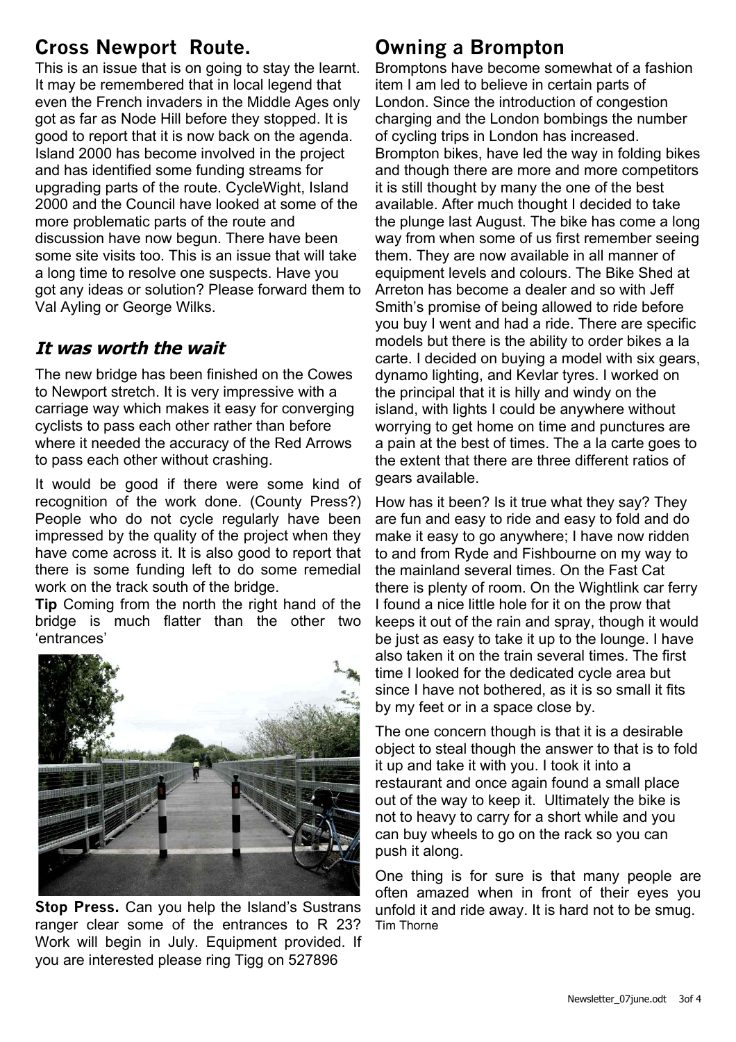## Cross Newport Route.

This is an issue that is on going to stay the learnt. It may be remembered that in local legend that even the French invaders in the Middle Ages only got as far as Node Hill before they stopped. It is good to report that it is now back on the agenda. Island 2000 has become involved in the project and has identified some funding streams for upgrading parts of the route. CycleWight, Island 2000 and the Council have looked at some of the more problematic parts of the route and discussion have now begun. There have been some site visits too. This is an issue that will take a long time to resolve one suspects. Have you got any ideas or solution? Please forward them to Val Ayling or George Wilks.

### *It was worth the wait*

The new bridge has been finished on the Cowes to Newport stretch. It is very impressive with a carriage way which makes it easy for converging cyclists to pass each other rather than before where it needed the accuracy of the Red Arrows to pass each other without crashing.

It would be good if there were some kind of recognition of the work done. (County Press?) People who do not cycle regularly have been impressed by the quality of the project when they have come across it. It is also good to report that there is some funding left to do some remedial work on the track south of the bridge.

**Tip** Coming from the north the right hand of the bridge is much flatter than the other two 'entrances'

**Stop Press.** Can you help the Island's Sustrans ranger clear some of the entrances to R 23? Work will begin in July. Equipment provided. If you are interested please ring Tigg on 527896

## Owning a Brompton

Bromptons have become somewhat of a fashion item I am led to believe in certain parts of London. Since the introduction of congestion charging and the London bombings the number of cycling trips in London has increased. Brompton bikes, have led the way in folding bikes and though there are more and more competitors it is still thought by many the one of the best available. After much thought I decided to take the plunge last August. The bike has come a long way from when some of us first remember seeing them. They are now available in all manner of equipment levels and colours. The Bike Shed at Arreton has become a dealer and so with Jeff Smith's promise of being allowed to ride before you buy I went and had a ride. There are specific models but there is the ability to order bikes a la carte. I decided on buying a model with six gears, dynamo lighting, and Kevlar tyres. I worked on the principal that it is hilly and windy on the island, with lights I could be anywhere without worrying to get home on time and punctures are a pain at the best of times. The a la carte goes to the extent that there are three different ratios of gears available.

How has it been? Is it true what they say? They are fun and easy to ride and easy to fold and do make it easy to go anywhere; I have now ridden to and from Ryde and Fishbourne on my way to the mainland several times. On the Fast Cat there is plenty of room. On the Wightlink car ferry I found a nice little hole for it on the prow that keeps it out of the rain and spray, though it would be just as easy to take it up to the lounge. I have also taken it on the train several times. The first time I looked for the dedicated cycle area but since I have not bothered, as it is so small it fits by my feet or in a space close by.

The one concern though is that it is a desirable object to steal though the answer to that is to fold it up and take it with you. I took it into a restaurant and once again found a small place out of the way to keep it. Ultimately the bike is not to heavy to carry for a short while and you can buy wheels to go on the rack so you can push it along.

One thing is for sure is that many people are often amazed when in front of their eyes you unfold it and ride away. It is hard not to be smug.

Tim Thorne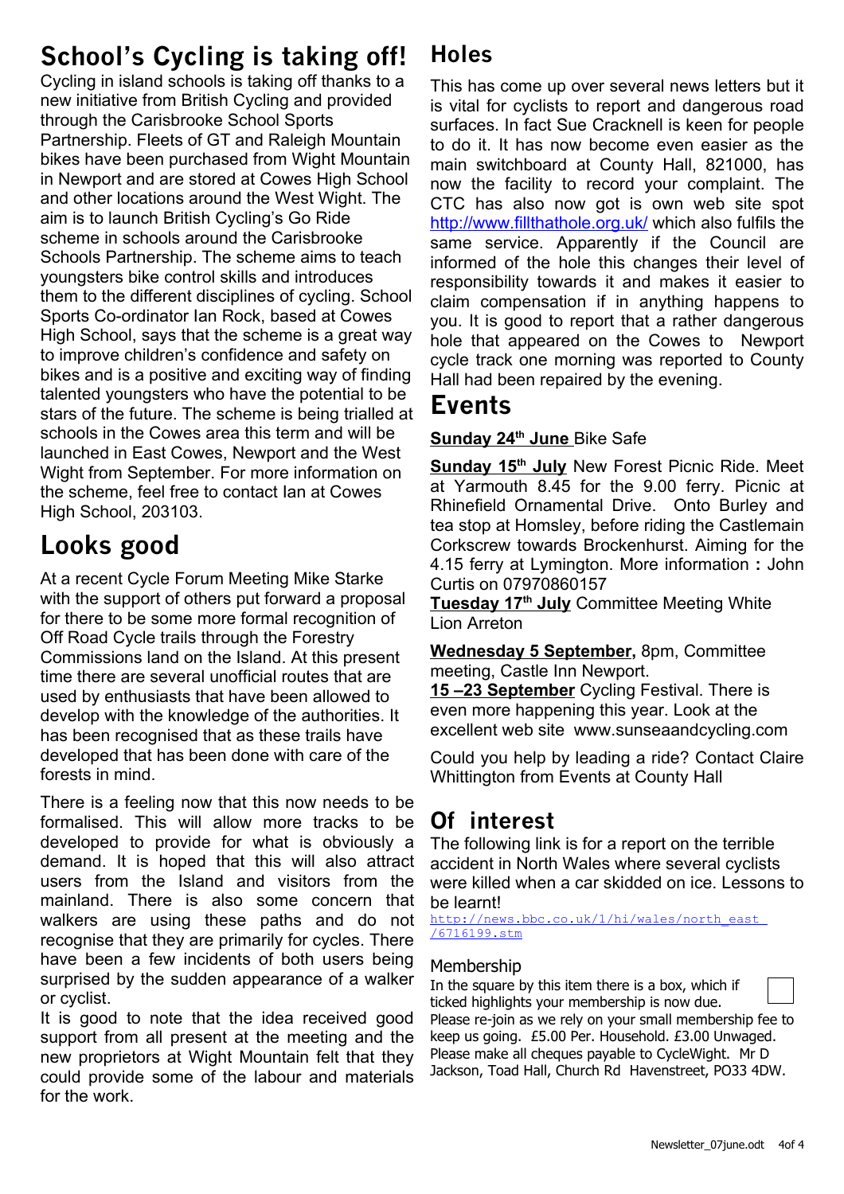# School's Cycling is taking off!

Cycling in island schools is taking off thanks to a new initiative from British Cycling and provided through the Carisbrooke School Sports Partnership. Fleets of GT and Raleigh Mountain bikes have been purchased from Wight Mountain in Newport and are stored at Cowes High School and other locations around the West Wight. The aim is to launch British Cycling's Go Ride scheme in schools around the Carisbrooke Schools Partnership. The scheme aims to teach youngsters bike control skills and introduces them to the different disciplines of cycling. School Sports Co-ordinator Ian Rock, based at Cowes High School, says that the scheme is a great way to improve children's confidence and safety on bikes and is a positive and exciting way of finding talented youngsters who have the potential to be stars of the future. The scheme is being trialled at schools in the Cowes area this term and will be launched in East Cowes, Newport and the West Wight from September. For more information on the scheme, feel free to contact Ian at Cowes High School, 203103.

# Looks good

At a recent Cycle Forum Meeting Mike Starke with the support of others put forward a proposal for there to be some more formal recognition of Off Road Cycle trails through the Forestry Commissions land on the Island. At this present time there are several unofficial routes that are used by enthusiasts that have been allowed to develop with the knowledge of the authorities. It has been recognised that as these trails have developed that has been done with care of the forests in mind.

There is a feeling now that this now needs to be formalised. This will allow more tracks to be developed to provide for what is obviously a demand. It is hoped that this will also attract users from the Island and visitors from the mainland. There is also some concern that walkers are using these paths and do not recognise that they are primarily for cycles. There have been a few incidents of both users being surprised by the sudden appearance of a walker or cyclist.

It is good to note that the idea received good support from all present at the meeting and the new proprietors at Wight Mountain felt that they could provide some of the labour and materials for the work.

# Holes

This has come up over several news letters but it is vital for cyclists to report and dangerous road surfaces. In fact Sue Cracknell is keen for people to do it. It has now become even easier as the main switchboard at County Hall, 821000, has now the facility to record your complaint. The CTC has also now got is own web site spot http://www.fillthathole.org.uk/ which also fulfils the same service. Apparently if the Council are informed of the hole this changes their level of responsibility towards it and makes it easier to claim compensation if in anything happens to you. It is good to report that a rather dangerous hole that appeared on the Cowes to Newport cycle track one morning was reported to County Hall had been repaired by the evening.

# Events

**Sunday 24th June** Bike Safe

**Sunday 15th July** New Forest Picnic Ride. Meet at Yarmouth 8.45 for the 9.00 ferry. Picnic at Rhinefield Ornamental Drive. Onto Burley and tea stop at Homsley, before riding the Castlemain Corkscrew towards Brockenhurst. Aiming for the 4.15 ferry at Lymington. More information **:** John Curtis on 07970860157

**Tuesday 17th July** Committee Meeting White Lion Arreton

**Wednesday 5 September,** 8pm, Committee meeting, Castle Inn Newport.

**15 –23 September** Cycling Festival. There is even more happening this year. Look at the excellent web site www.sunseaandcycling.com

Could you help by leading a ride? Contact Claire Whittington from Events at County Hall

# Of interest

The following link is for a report on the terrible accident in North Wales where several cyclists were killed when a car skidded on ice. Lessons to be learnt!

http://news.bbc.co.uk/1/hi/wales/north_east/6716199.stm

## Membership

In the square by this item there is a box, which if ticked highlights your membership is now due. Please re-join as we rely on your small membership fee to keep us going. £5.00 Per. Household. £3.00 Unwaged. Please make all cheques payable to CycleWight. Mr D Jackson, Toad Hall, Church Rd Havenstreet, PO33 4DW.